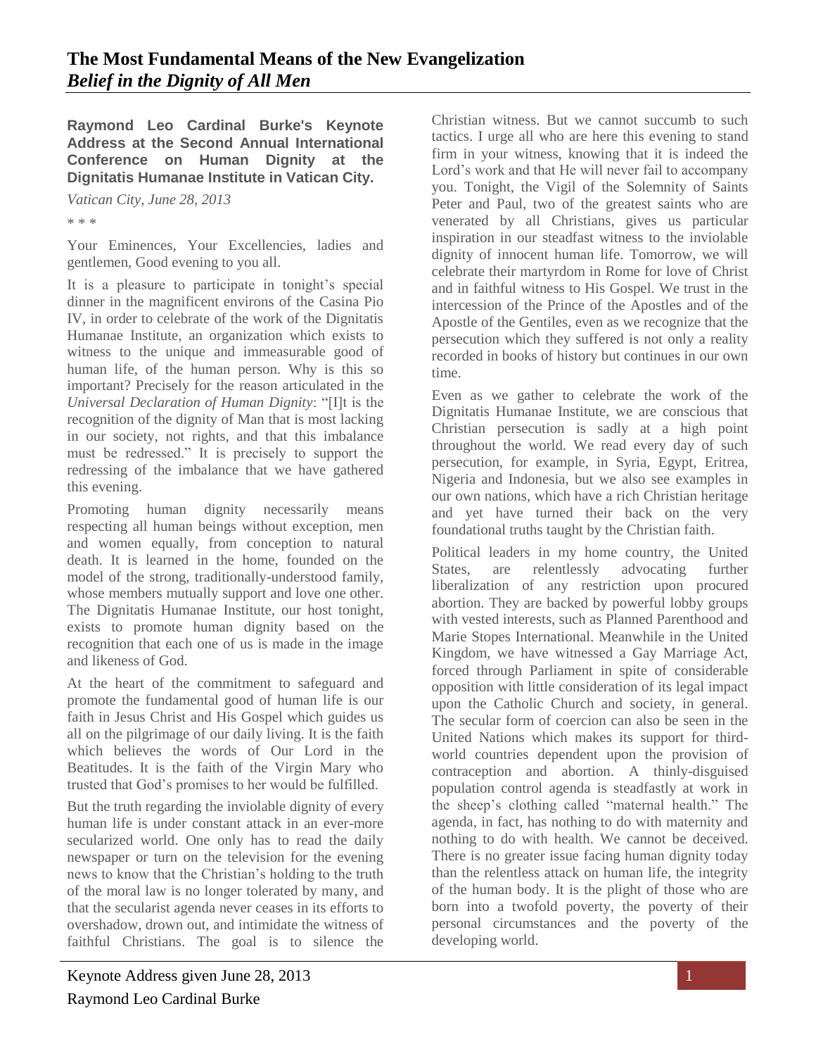# The Most Fundamental Means of the New Evangelization
## *Belief in the Dignity of All Men*

**Raymond Leo Cardinal Burke's Keynote Address at the Second Annual International Conference on Human Dignity at the Dignitatis Humanae Institute in Vatican City.**

*Vatican City, June 28, 2013*

\* \* \*

Your Eminences, Your Excellencies, ladies and gentlemen, Good evening to you all.

It is a pleasure to participate in tonight's special dinner in the magnificent environs of the Casina Pio IV, in order to celebrate of the work of the Dignitatis Humanae Institute, an organization which exists to witness to the unique and immeasurable good of human life, of the human person. Why is this so important? Precisely for the reason articulated in the *Universal Declaration of Human Dignity*: "[I]t is the recognition of the dignity of Man that is most lacking in our society, not rights, and that this imbalance must be redressed." It is precisely to support the redressing of the imbalance that we have gathered this evening.

Promoting human dignity necessarily means respecting all human beings without exception, men and women equally, from conception to natural death. It is learned in the home, founded on the model of the strong, traditionally-understood family, whose members mutually support and love one other. The Dignitatis Humanae Institute, our host tonight, exists to promote human dignity based on the recognition that each one of us is made in the image and likeness of God.

At the heart of the commitment to safeguard and promote the fundamental good of human life is our faith in Jesus Christ and His Gospel which guides us all on the pilgrimage of our daily living. It is the faith which believes the words of Our Lord in the Beatitudes. It is the faith of the Virgin Mary who trusted that God's promises to her would be fulfilled.

But the truth regarding the inviolable dignity of every human life is under constant attack in an ever-more secularized world. One only has to read the daily newspaper or turn on the television for the evening news to know that the Christian's holding to the truth of the moral law is no longer tolerated by many, and that the secularist agenda never ceases in its efforts to overshadow, drown out, and intimidate the witness of faithful Christians. The goal is to silence the Christian witness. But we cannot succumb to such tactics. I urge all who are here this evening to stand firm in your witness, knowing that it is indeed the Lord's work and that He will never fail to accompany you. Tonight, the Vigil of the Solemnity of Saints Peter and Paul, two of the greatest saints who are venerated by all Christians, gives us particular inspiration in our steadfast witness to the inviolable dignity of innocent human life. Tomorrow, we will celebrate their martyrdom in Rome for love of Christ and in faithful witness to His Gospel. We trust in the intercession of the Prince of the Apostles and of the Apostle of the Gentiles, even as we recognize that the persecution which they suffered is not only a reality recorded in books of history but continues in our own time.

Even as we gather to celebrate the work of the Dignitatis Humanae Institute, we are conscious that Christian persecution is sadly at a high point throughout the world. We read every day of such persecution, for example, in Syria, Egypt, Eritrea, Nigeria and Indonesia, but we also see examples in our own nations, which have a rich Christian heritage and yet have turned their back on the very foundational truths taught by the Christian faith.

Political leaders in my home country, the United States, are relentlessly advocating further liberalization of any restriction upon procured abortion. They are backed by powerful lobby groups with vested interests, such as Planned Parenthood and Marie Stopes International. Meanwhile in the United Kingdom, we have witnessed a Gay Marriage Act, forced through Parliament in spite of considerable opposition with little consideration of its legal impact upon the Catholic Church and society, in general. The secular form of coercion can also be seen in the United Nations which makes its support for third-world countries dependent upon the provision of contraception and abortion. A thinly-disguised population control agenda is steadfastly at work in the sheep's clothing called "maternal health." The agenda, in fact, has nothing to do with maternity and nothing to do with health. We cannot be deceived. There is no greater issue facing human dignity today than the relentless attack on human life, the integrity of the human body. It is the plight of those who are born into a twofold poverty, the poverty of their personal circumstances and the poverty of the developing world.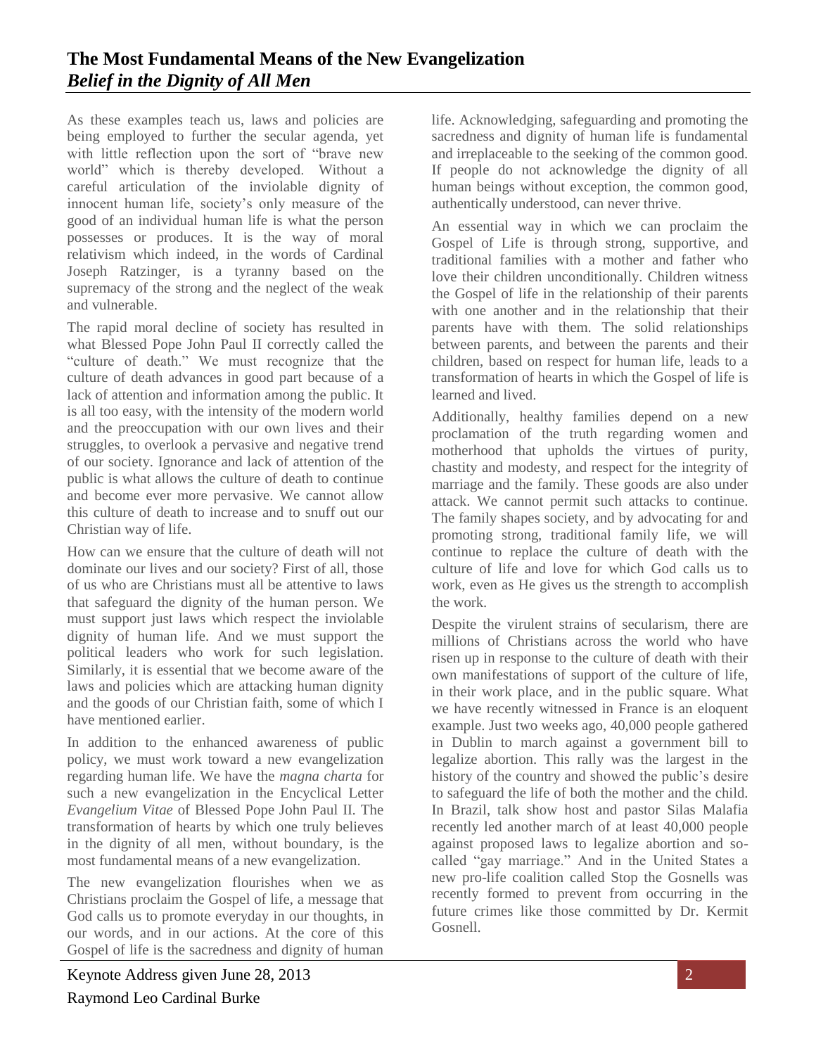## The Most Fundamental Means of the New Evangelization

### *Belief in the Dignity of All Men*

As these examples teach us, laws and policies are being employed to further the secular agenda, yet with little reflection upon the sort of "brave new world" which is thereby developed. Without a careful articulation of the inviolable dignity of innocent human life, society's only measure of the good of an individual human life is what the person possesses or produces. It is the way of moral relativism which indeed, in the words of Cardinal Joseph Ratzinger, is a tyranny based on the supremacy of the strong and the neglect of the weak and vulnerable.

The rapid moral decline of society has resulted in what Blessed Pope John Paul II correctly called the "culture of death." We must recognize that the culture of death advances in good part because of a lack of attention and information among the public. It is all too easy, with the intensity of the modern world and the preoccupation with our own lives and their struggles, to overlook a pervasive and negative trend of our society. Ignorance and lack of attention of the public is what allows the culture of death to continue and become ever more pervasive. We cannot allow this culture of death to increase and to snuff out our Christian way of life.

How can we ensure that the culture of death will not dominate our lives and our society? First of all, those of us who are Christians must all be attentive to laws that safeguard the dignity of the human person. We must support just laws which respect the inviolable dignity of human life. And we must support the political leaders who work for such legislation. Similarly, it is essential that we become aware of the laws and policies which are attacking human dignity and the goods of our Christian faith, some of which I have mentioned earlier.

In addition to the enhanced awareness of public policy, we must work toward a new evangelization regarding human life. We have the *magna charta* for such a new evangelization in the Encyclical Letter *Evangelium Vitae* of Blessed Pope John Paul II. The transformation of hearts by which one truly believes in the dignity of all men, without boundary, is the most fundamental means of a new evangelization.

The new evangelization flourishes when we as Christians proclaim the Gospel of life, a message that God calls us to promote everyday in our thoughts, in our words, and in our actions. At the core of this Gospel of life is the sacredness and dignity of human life. Acknowledging, safeguarding and promoting the sacredness and dignity of human life is fundamental and irreplaceable to the seeking of the common good. If people do not acknowledge the dignity of all human beings without exception, the common good, authentically understood, can never thrive.

An essential way in which we can proclaim the Gospel of Life is through strong, supportive, and traditional families with a mother and father who love their children unconditionally. Children witness the Gospel of life in the relationship of their parents with one another and in the relationship that their parents have with them. The solid relationships between parents, and between the parents and their children, based on respect for human life, leads to a transformation of hearts in which the Gospel of life is learned and lived.

Additionally, healthy families depend on a new proclamation of the truth regarding women and motherhood that upholds the virtues of purity, chastity and modesty, and respect for the integrity of marriage and the family. These goods are also under attack. We cannot permit such attacks to continue. The family shapes society, and by advocating for and promoting strong, traditional family life, we will continue to replace the culture of death with the culture of life and love for which God calls us to work, even as He gives us the strength to accomplish the work.

Despite the virulent strains of secularism, there are millions of Christians across the world who have risen up in response to the culture of death with their own manifestations of support of the culture of life, in their work place, and in the public square. What we have recently witnessed in France is an eloquent example. Just two weeks ago, 40,000 people gathered in Dublin to march against a government bill to legalize abortion. This rally was the largest in the history of the country and showed the public's desire to safeguard the life of both the mother and the child. In Brazil, talk show host and pastor Silas Malafia recently led another march of at least 40,000 people against proposed laws to legalize abortion and so-called "gay marriage." And in the United States a new pro-life coalition called Stop the Gosnells was recently formed to prevent from occurring in the future crimes like those committed by Dr. Kermit Gosnell.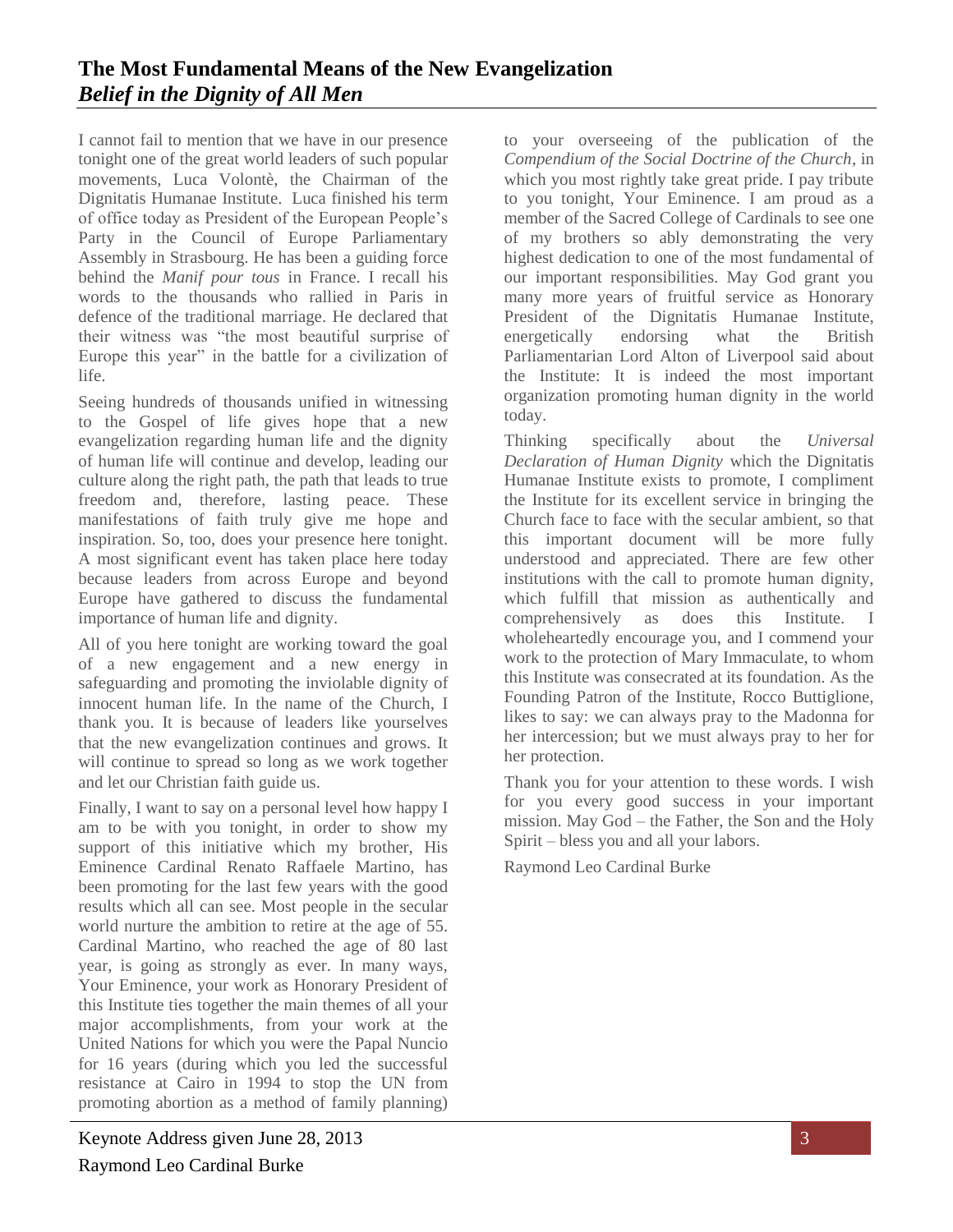I cannot fail to mention that we have in our presence tonight one of the great world leaders of such popular movements, Luca Volontè, the Chairman of the Dignitatis Humanae Institute. Luca finished his term of office today as President of the European People's Party in the Council of Europe Parliamentary Assembly in Strasbourg. He has been a guiding force behind the *Manif pour tous* in France. I recall his words to the thousands who rallied in Paris in defence of the traditional marriage. He declared that their witness was "the most beautiful surprise of Europe this year" in the battle for a civilization of life.

Seeing hundreds of thousands unified in witnessing to the Gospel of life gives hope that a new evangelization regarding human life and the dignity of human life will continue and develop, leading our culture along the right path, the path that leads to true freedom and, therefore, lasting peace. These manifestations of faith truly give me hope and inspiration. So, too, does your presence here tonight. A most significant event has taken place here today because leaders from across Europe and beyond Europe have gathered to discuss the fundamental importance of human life and dignity.

All of you here tonight are working toward the goal of a new engagement and a new energy in safeguarding and promoting the inviolable dignity of innocent human life. In the name of the Church, I thank you. It is because of leaders like yourselves that the new evangelization continues and grows. It will continue to spread so long as we work together and let our Christian faith guide us.

Finally, I want to say on a personal level how happy I am to be with you tonight, in order to show my support of this initiative which my brother, His Eminence Cardinal Renato Raffaele Martino, has been promoting for the last few years with the good results which all can see. Most people in the secular world nurture the ambition to retire at the age of 55. Cardinal Martino, who reached the age of 80 last year, is going as strongly as ever. In many ways, Your Eminence, your work as Honorary President of this Institute ties together the main themes of all your major accomplishments, from your work at the United Nations for which you were the Papal Nuncio for 16 years (during which you led the successful resistance at Cairo in 1994 to stop the UN from promoting abortion as a method of family planning) to your overseeing of the publication of the *Compendium of the Social Doctrine of the Church*, in which you most rightly take great pride. I pay tribute to you tonight, Your Eminence. I am proud as a member of the Sacred College of Cardinals to see one of my brothers so ably demonstrating the very highest dedication to one of the most fundamental of our important responsibilities. May God grant you many more years of fruitful service as Honorary President of the Dignitatis Humanae Institute, energetically endorsing what the British Parliamentarian Lord Alton of Liverpool said about the Institute: It is indeed the most important organization promoting human dignity in the world today.

Thinking specifically about the *Universal Declaration of Human Dignity* which the Dignitatis Humanae Institute exists to promote, I compliment the Institute for its excellent service in bringing the Church face to face with the secular ambient, so that this important document will be more fully understood and appreciated. There are few other institutions with the call to promote human dignity, which fulfill that mission as authentically and comprehensively as does this Institute. I wholeheartedly encourage you, and I commend your work to the protection of Mary Immaculate, to whom this Institute was consecrated at its foundation. As the Founding Patron of the Institute, Rocco Buttiglione, likes to say: we can always pray to the Madonna for her intercession; but we must always pray to her for her protection.

Thank you for your attention to these words. I wish for you every good success in your important mission. May God – the Father, the Son and the Holy Spirit – bless you and all your labors.

Raymond Leo Cardinal Burke